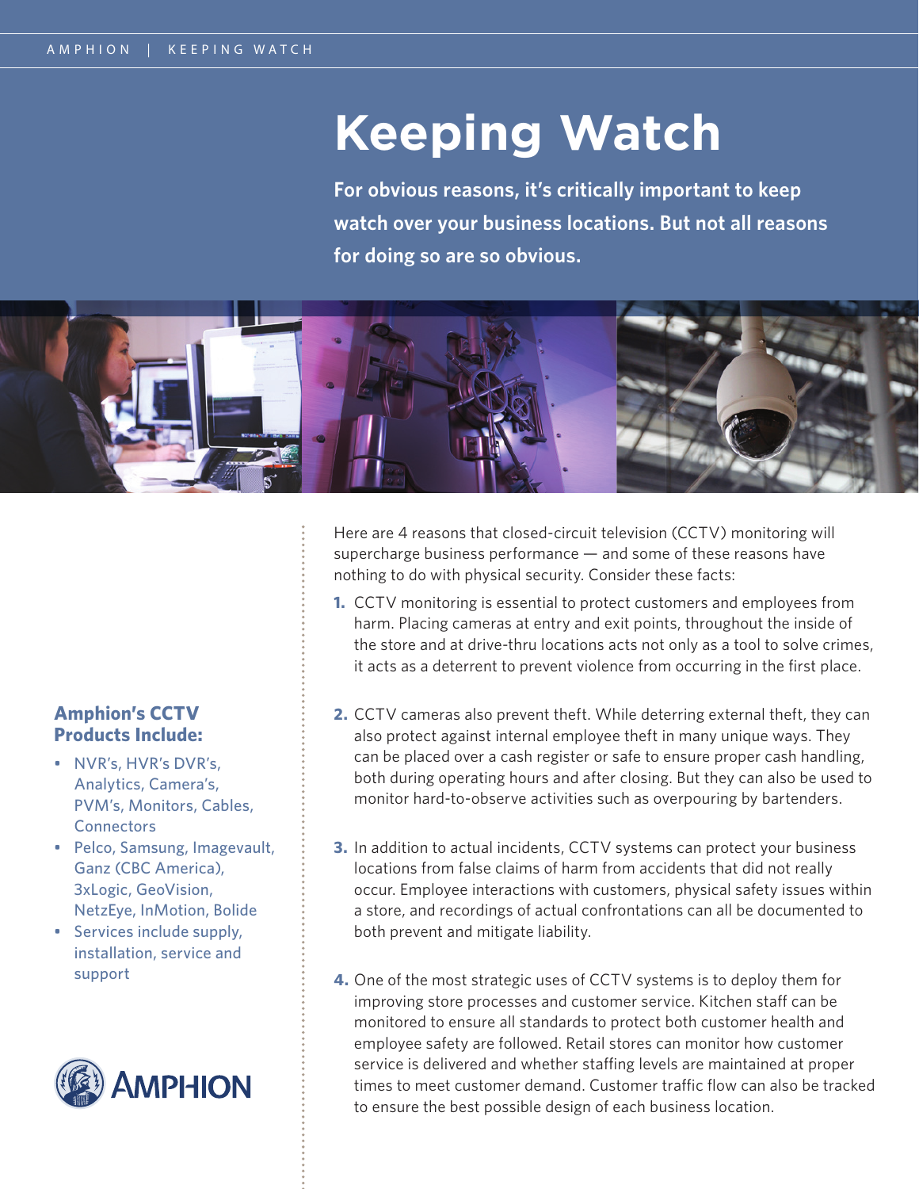# Keeping Watch

**For obvious reasons, it's critically important to keep watch over your business locations. But not all reasons for doing so are so obvious.**

Here are 4 reasons that closed-circuit television (CCTV) monitoring will supercharge business performance — and some of these reasons have nothing to do with physical security. Consider these facts:

1. CCTV monitoring is essential to protect customers and employees from harm. Placing cameras at entry and exit points, throughout the inside of the store and at drive-thru locations acts not only as a tool to solve crimes, it acts as a deterrent to prevent violence from occurring in the first place.

2. CCTV cameras also prevent theft. While deterring external theft, they can also protect against internal employee theft in many unique ways. They can be placed over a cash register or safe to ensure proper cash handling, both during operating hours and after closing. But they can also be used to monitor hard-to-observe activities such as overpouring by bartenders.

3. In addition to actual incidents, CCTV systems can protect your business locations from false claims of harm from accidents that did not really occur. Employee interactions with customers, physical safety issues within a store, and recordings of actual confrontations can all be documented to both prevent and mitigate liability.

4. One of the most strategic uses of CCTV systems is to deploy them for improving store processes and customer service. Kitchen staff can be monitored to ensure all standards to protect both customer health and employee safety are followed. Retail stores can monitor how customer service is delivered and whether staffing levels are maintained at proper times to meet customer demand. Customer traffic flow can also be tracked to ensure the best possible design of each business location.

### Amphion's CCTV Products Include:

- NVR's, HVR's DVR's, Analytics, Camera's, PVM's, Monitors, Cables, Connectors
- Pelco, Samsung, Imagevault, Ganz (CBC America), 3xLogic, GeoVision, NetzEye, InMotion, Bolide
- Services include supply, installation, service and support

AMPHION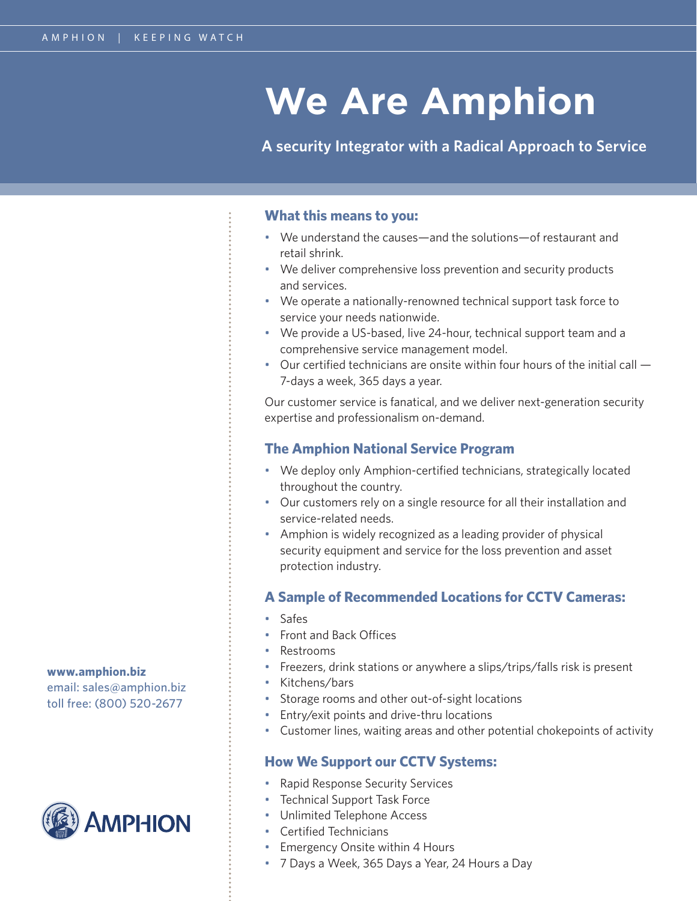# We Are Amphion

**A security Integrator with a Radical Approach to Service**

## What this means to you:

- We understand the causes—and the solutions—of restaurant and retail shrink.
- We deliver comprehensive loss prevention and security products and services.
- We operate a nationally-renowned technical support task force to service your needs nationwide.
- We provide a US-based, live 24-hour, technical support team and a comprehensive service management model.
- Our certified technicians are onsite within four hours of the initial call — 7-days a week, 365 days a year.

Our customer service is fanatical, and we deliver next-generation security expertise and professionalism on-demand.

## The Amphion National Service Program

- We deploy only Amphion-certified technicians, strategically located throughout the country.
- Our customers rely on a single resource for all their installation and service-related needs.
- Amphion is widely recognized as a leading provider of physical security equipment and service for the loss prevention and asset protection industry.

## A Sample of Recommended Locations for CCTV Cameras:

- Safes
- Front and Back Offices
- Restrooms
- Freezers, drink stations or anywhere a slips/trips/falls risk is present
- Kitchens/bars
- Storage rooms and other out-of-sight locations
- Entry/exit points and drive-thru locations
- Customer lines, waiting areas and other potential chokepoints of activity

## How We Support our CCTV Systems:

- Rapid Response Security Services
- Technical Support Task Force
- Unlimited Telephone Access
- Certified Technicians
- Emergency Onsite within 4 Hours
- 7 Days a Week, 365 Days a Year, 24 Hours a Day

**www.amphion.biz**
email: sales@amphion.biz
toll free: (800) 520-2677

AMPHION